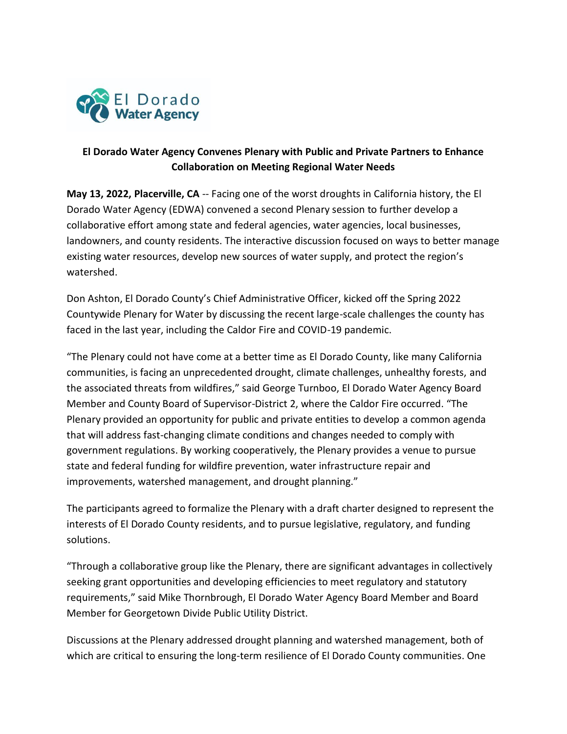**El Dorado Water Agency Convenes Plenary with Public and Private Partners to Enhance Collaboration on Meeting Regional Water Needs**

**May 13, 2022, Placerville, CA** -- Facing one of the worst droughts in California history, the El Dorado Water Agency (EDWA) convened a second Plenary session to further develop a collaborative effort among state and federal agencies, water agencies, local businesses, landowners, and county residents. The interactive discussion focused on ways to better manage existing water resources, develop new sources of water supply, and protect the region's watershed.

Don Ashton, El Dorado County's Chief Administrative Officer, kicked off the Spring 2022 Countywide Plenary for Water by discussing the recent large-scale challenges the county has faced in the last year, including the Caldor Fire and COVID-19 pandemic.

"The Plenary could not have come at a better time as El Dorado County, like many California communities, is facing an unprecedented drought, climate challenges, unhealthy forests, and the associated threats from wildfires," said George Turnboo, El Dorado Water Agency Board Member and County Board of Supervisor-District 2, where the Caldor Fire occurred. "The Plenary provided an opportunity for public and private entities to develop a common agenda that will address fast-changing climate conditions and changes needed to comply with government regulations. By working cooperatively, the Plenary provides a venue to pursue state and federal funding for wildfire prevention, water infrastructure repair and improvements, watershed management, and drought planning."

The participants agreed to formalize the Plenary with a draft charter designed to represent the interests of El Dorado County residents, and to pursue legislative, regulatory, and funding solutions.

"Through a collaborative group like the Plenary, there are significant advantages in collectively seeking grant opportunities and developing efficiencies to meet regulatory and statutory requirements," said Mike Thornbrough, El Dorado Water Agency Board Member and Board Member for Georgetown Divide Public Utility District.

Discussions at the Plenary addressed drought planning and watershed management, both of which are critical to ensuring the long-term resilience of El Dorado County communities. One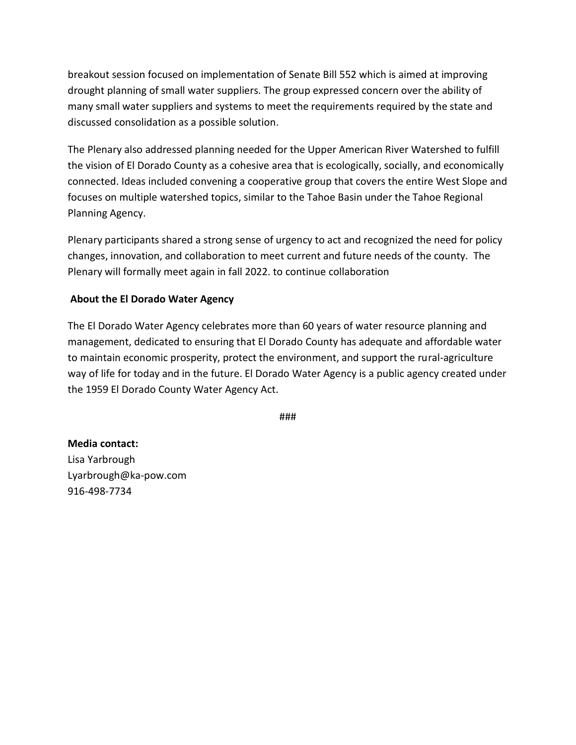breakout session focused on implementation of Senate Bill 552 which is aimed at improving drought planning of small water suppliers. The group expressed concern over the ability of many small water suppliers and systems to meet the requirements required by the state and discussed consolidation as a possible solution.

The Plenary also addressed planning needed for the Upper American River Watershed to fulfill the vision of El Dorado County as a cohesive area that is ecologically, socially, and economically connected. Ideas included convening a cooperative group that covers the entire West Slope and focuses on multiple watershed topics, similar to the Tahoe Basin under the Tahoe Regional Planning Agency.

Plenary participants shared a strong sense of urgency to act and recognized the need for policy changes, innovation, and collaboration to meet current and future needs of the county. The Plenary will formally meet again in fall 2022. to continue collaboration

**About the El Dorado Water Agency**

The El Dorado Water Agency celebrates more than 60 years of water resource planning and management, dedicated to ensuring that El Dorado County has adequate and affordable water to maintain economic prosperity, protect the environment, and support the rural-agriculture way of life for today and in the future. El Dorado Water Agency is a public agency created under the 1959 El Dorado County Water Agency Act.

###

**Media contact:**
Lisa Yarbrough
Lyarbrough@ka-pow.com
916-498-7734